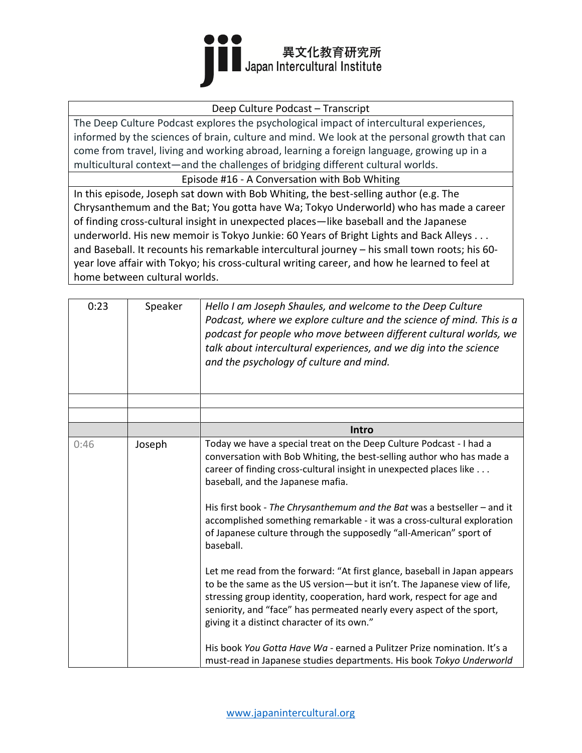異文化教育研究所
Japan Intercultural Institute

| Deep Culture Podcast – Transcript |
|---|
| The Deep Culture Podcast explores the psychological impact of intercultural experiences, informed by the sciences of brain, culture and mind. We look at the personal growth that can come from travel, living and working abroad, learning a foreign language, growing up in a multicultural context—and the challenges of bridging different cultural worlds. |
| Episode #16 - A Conversation with Bob Whiting |
| In this episode, Joseph sat down with Bob Whiting, the best-selling author (e.g. The Chrysanthemum and the Bat; You gotta have Wa; Tokyo Underworld) who has made a career of finding cross-cultural insight in unexpected places—like baseball and the Japanese underworld. His new memoir is Tokyo Junkie: 60 Years of Bright Lights and Back Alleys . . . and Baseball. It recounts his remarkable intercultural journey – his small town roots; his 60-year love affair with Tokyo; his cross-cultural writing career, and how he learned to feel at home between cultural worlds. |

| 0:23 | Speaker | *Hello I am Joseph Shaules, and welcome to the Deep Culture Podcast, where we explore culture and the science of mind. This is a podcast for people who move between different cultural worlds, we talk about intercultural experiences, and we dig into the science and the psychology of culture and mind.* |
|---|---|---|
| | | |
| | | |
| | | **Intro** |
| 0:46 | Joseph | Today we have a special treat on the Deep Culture Podcast - I had a conversation with Bob Whiting, the best-selling author who has made a career of finding cross-cultural insight in unexpected places like . . . baseball, and the Japanese mafia.<br><br>His first book - *The Chrysanthemum and the Bat* was a bestseller – and it accomplished something remarkable - it was a cross-cultural exploration of Japanese culture through the supposedly "all-American" sport of baseball.<br><br>Let me read from the forward: "At first glance, baseball in Japan appears to be the same as the US version—but it isn't. The Japanese view of life, stressing group identity, cooperation, hard work, respect for age and seniority, and "face" has permeated nearly every aspect of the sport, giving it a distinct character of its own."<br><br>His book *You Gotta Have Wa* - earned a Pulitzer Prize nomination. It's a must-read in Japanese studies departments. His book *Tokyo Underworld* |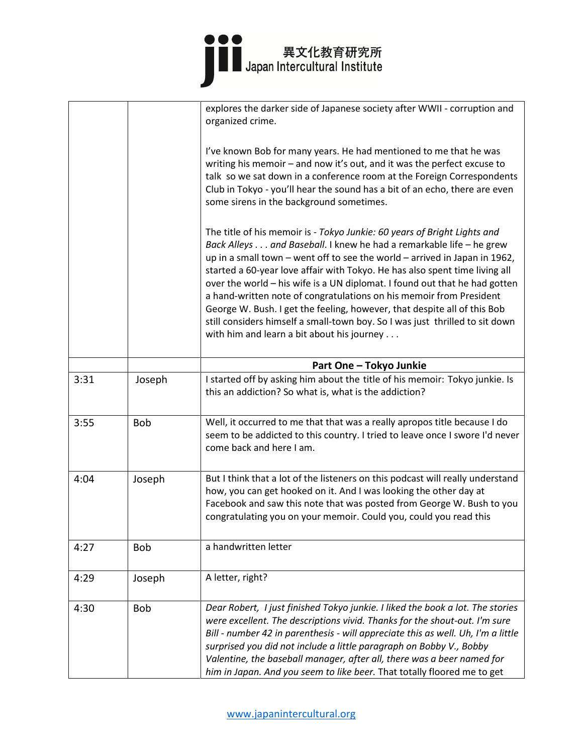| | | |
|---|---|---|
| | | explores the darker side of Japanese society after WWII - corruption and organized crime.<br><br>I've known Bob for many years. He had mentioned to me that he was writing his memoir – and now it's out, and it was the perfect excuse to talk so we sat down in a conference room at the Foreign Correspondents Club in Tokyo - you'll hear the sound has a bit of an echo, there are even some sirens in the background sometimes.<br><br>The title of his memoir is - *Tokyo Junkie: 60 years of Bright Lights and Back Alleys . . . and Baseball*. I knew he had a remarkable life – he grew up in a small town – went off to see the world – arrived in Japan in 1962, started a 60-year love affair with Tokyo. He has also spent time living all over the world – his wife is a UN diplomat. I found out that he had gotten a hand-written note of congratulations on his memoir from President George W. Bush. I get the feeling, however, that despite all of this Bob still considers himself a small-town boy. So I was just thrilled to sit down with him and learn a bit about his journey . . . |
| | | **Part One – Tokyo Junkie** |
| 3:31 | Joseph | I started off by asking him about the title of his memoir: Tokyo junkie. Is this an addiction? So what is, what is the addiction? |
| 3:55 | Bob | Well, it occurred to me that that was a really apropos title because I do seem to be addicted to this country. I tried to leave once I swore I'd never come back and here I am. |
| 4:04 | Joseph | But I think that a lot of the listeners on this podcast will really understand how, you can get hooked on it. And I was looking the other day at Facebook and saw this note that was posted from George W. Bush to you congratulating you on your memoir. Could you, could you read this |
| 4:27 | Bob | a handwritten letter |
| 4:29 | Joseph | A letter, right? |
| 4:30 | Bob | *Dear Robert, I just finished Tokyo junkie. I liked the book a lot. The stories were excellent. The descriptions vivid. Thanks for the shout-out. I'm sure Bill - number 42 in parenthesis - will appreciate this as well. Uh, I'm a little surprised you did not include a little paragraph on Bobby V., Bobby Valentine, the baseball manager, after all, there was a beer named for him in Japan. And you seem to like beer.* That totally floored me to get |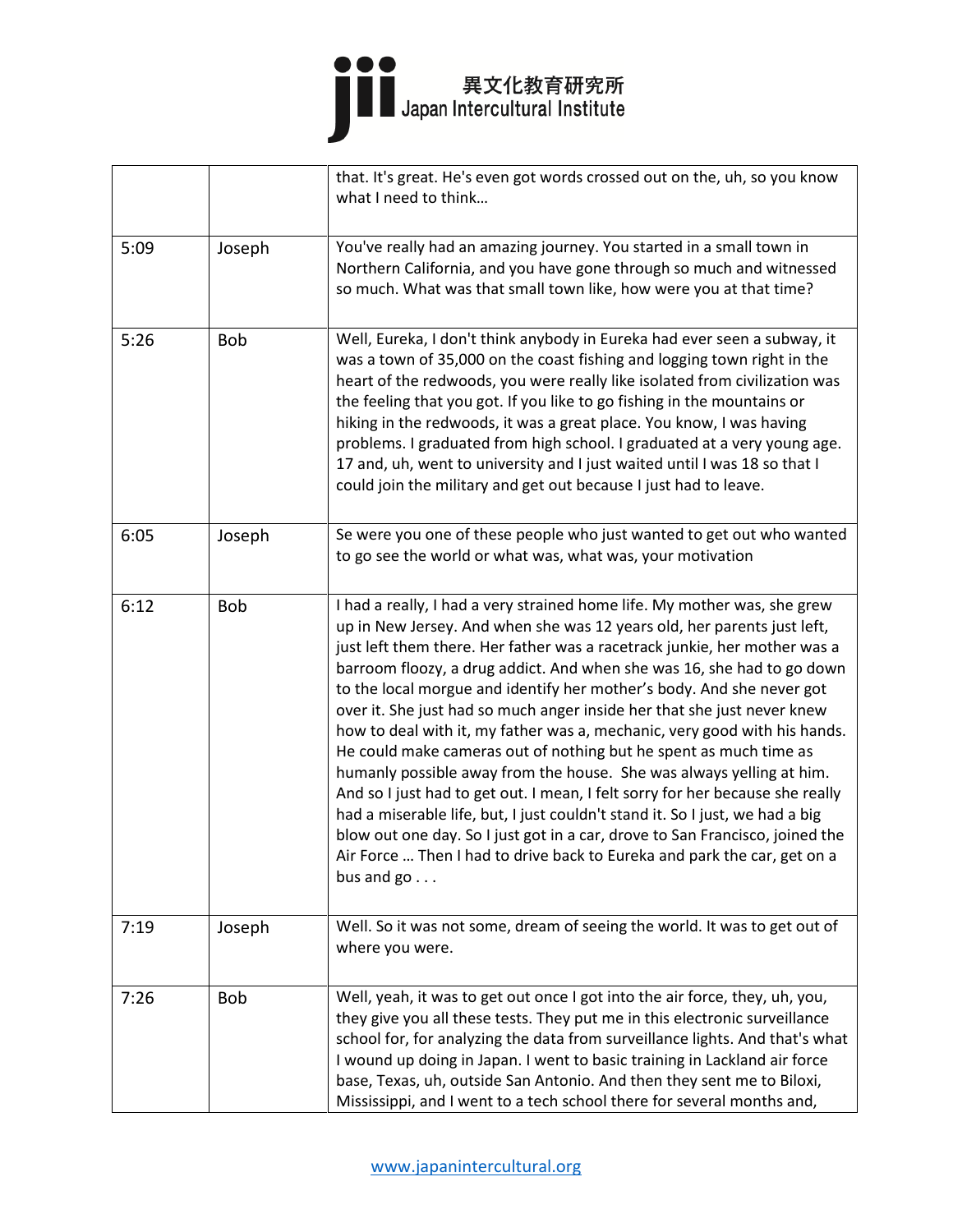| | | |
|---|---|---|
| | | that. It's great. He's even got words crossed out on the, uh, so you know what I need to think… |
| 5:09 | Joseph | You've really had an amazing journey. You started in a small town in Northern California, and you have gone through so much and witnessed so much. What was that small town like, how were you at that time? |
| 5:26 | Bob | Well, Eureka, I don't think anybody in Eureka had ever seen a subway, it was a town of 35,000 on the coast fishing and logging town right in the heart of the redwoods, you were really like isolated from civilization was the feeling that you got. If you like to go fishing in the mountains or hiking in the redwoods, it was a great place. You know, I was having problems. I graduated from high school. I graduated at a very young age. 17 and, uh, went to university and I just waited until I was 18 so that I could join the military and get out because I just had to leave. |
| 6:05 | Joseph | Se were you one of these people who just wanted to get out who wanted to go see the world or what was, what was, your motivation |
| 6:12 | Bob | I had a really, I had a very strained home life. My mother was, she grew up in New Jersey. And when she was 12 years old, her parents just left, just left them there. Her father was a racetrack junkie, her mother was a barroom floozy, a drug addict. And when she was 16, she had to go down to the local morgue and identify her mother's body. And she never got over it. She just had so much anger inside her that she just never knew how to deal with it, my father was a, mechanic, very good with his hands. He could make cameras out of nothing but he spent as much time as humanly possible away from the house. She was always yelling at him. And so I just had to get out. I mean, I felt sorry for her because she really had a miserable life, but, I just couldn't stand it. So I just, we had a big blow out one day. So I just got in a car, drove to San Francisco, joined the Air Force … Then I had to drive back to Eureka and park the car, get on a bus and go . . . |
| 7:19 | Joseph | Well. So it was not some, dream of seeing the world. It was to get out of where you were. |
| 7:26 | Bob | Well, yeah, it was to get out once I got into the air force, they, uh, you, they give you all these tests. They put me in this electronic surveillance school for, for analyzing the data from surveillance lights. And that's what I wound up doing in Japan. I went to basic training in Lackland air force base, Texas, uh, outside San Antonio. And then they sent me to Biloxi, Mississippi, and I went to a tech school there for several months and, |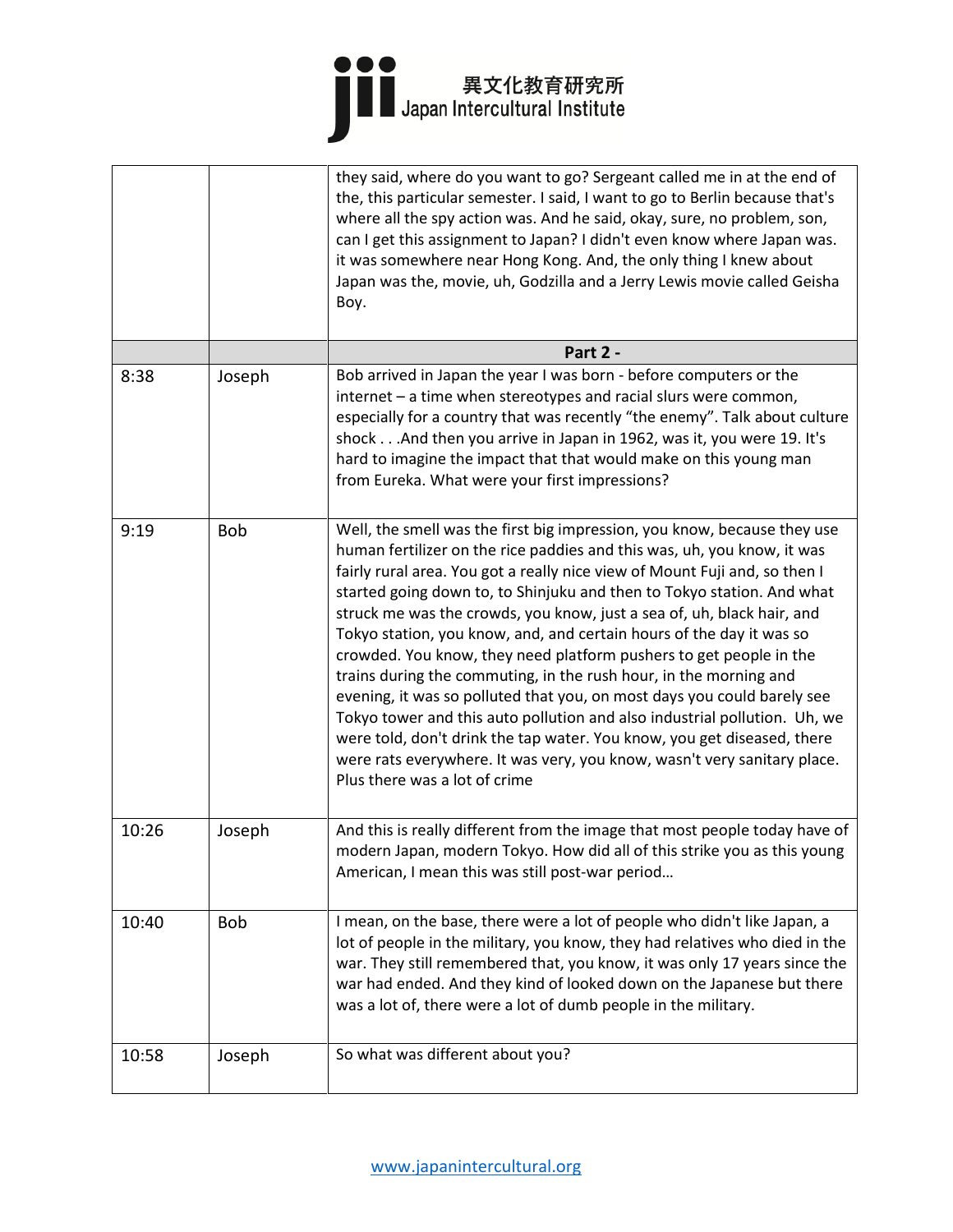|  |  |  |
|---|---|---|
|  |  | they said, where do you want to go? Sergeant called me in at the end of the, this particular semester. I said, I want to go to Berlin because that's where all the spy action was. And he said, okay, sure, no problem, son, can I get this assignment to Japan? I didn't even know where Japan was. it was somewhere near Hong Kong. And, the only thing I knew about Japan was the, movie, uh, Godzilla and a Jerry Lewis movie called Geisha Boy. |
|  |  | **Part 2 -** |
| 8:38 | Joseph | Bob arrived in Japan the year I was born - before computers or the internet – a time when stereotypes and racial slurs were common, especially for a country that was recently "the enemy". Talk about culture shock . . .And then you arrive in Japan in 1962, was it, you were 19. It's hard to imagine the impact that that would make on this young man from Eureka. What were your first impressions? |
| 9:19 | Bob | Well, the smell was the first big impression, you know, because they use human fertilizer on the rice paddies and this was, uh, you know, it was fairly rural area. You got a really nice view of Mount Fuji and, so then I started going down to, to Shinjuku and then to Tokyo station. And what struck me was the crowds, you know, just a sea of, uh, black hair, and Tokyo station, you know, and, and certain hours of the day it was so crowded. You know, they need platform pushers to get people in the trains during the commuting, in the rush hour, in the morning and evening, it was so polluted that you, on most days you could barely see Tokyo tower and this auto pollution and also industrial pollution. Uh, we were told, don't drink the tap water. You know, you get diseased, there were rats everywhere. It was very, you know, wasn't very sanitary place. Plus there was a lot of crime |
| 10:26 | Joseph | And this is really different from the image that most people today have of modern Japan, modern Tokyo. How did all of this strike you as this young American, I mean this was still post-war period… |
| 10:40 | Bob | I mean, on the base, there were a lot of people who didn't like Japan, a lot of people in the military, you know, they had relatives who died in the war. They still remembered that, you know, it was only 17 years since the war had ended. And they kind of looked down on the Japanese but there was a lot of, there were a lot of dumb people in the military. |
| 10:58 | Joseph | So what was different about you? |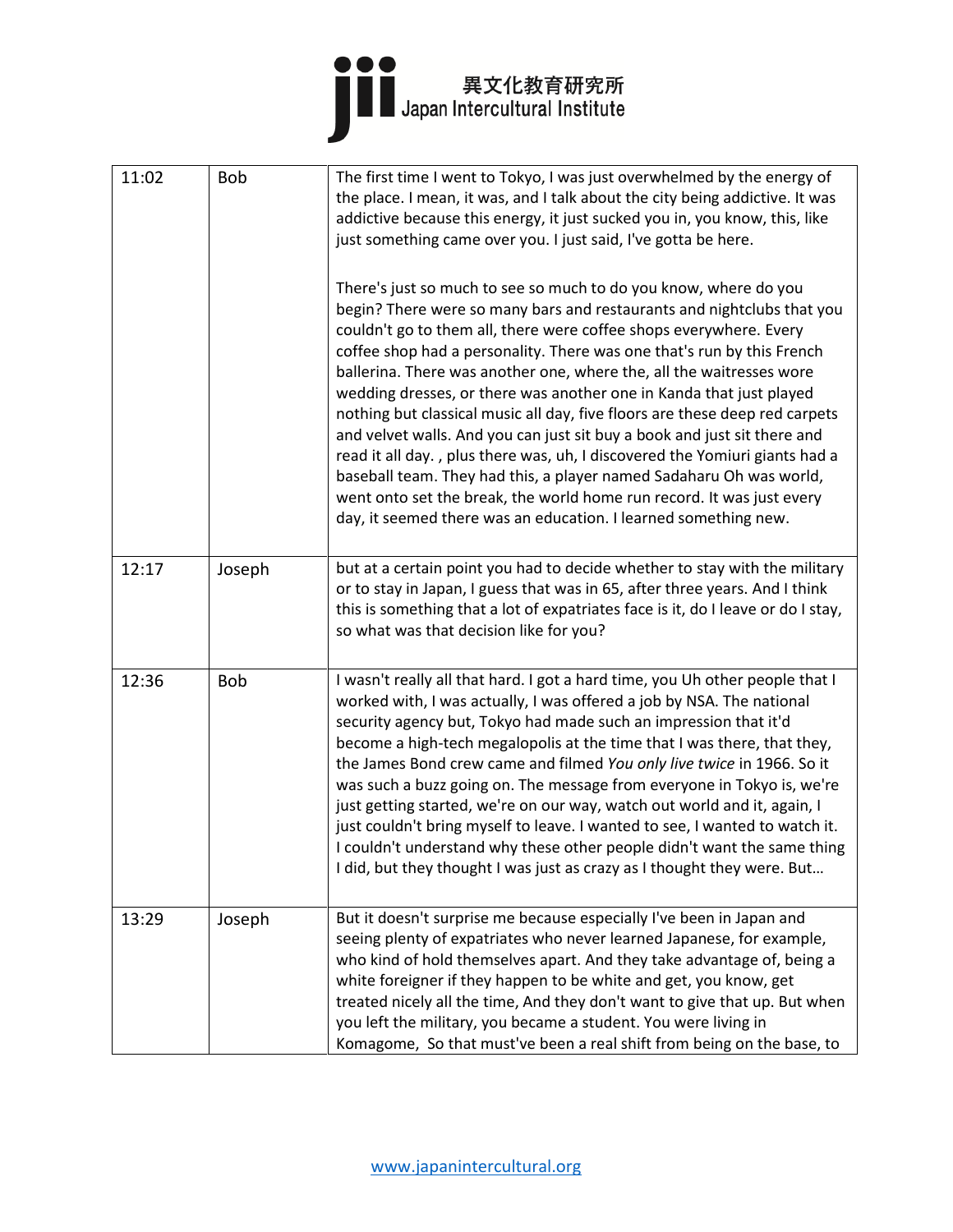| | | |
|---|---|---|
| 11:02 | Bob | The first time I went to Tokyo, I was just overwhelmed by the energy of the place. I mean, it was, and I talk about the city being addictive. It was addictive because this energy, it just sucked you in, you know, this, like just something came over you. I just said, I've gotta be here.<br><br>There's just so much to see so much to do you know, where do you begin? There were so many bars and restaurants and nightclubs that you couldn't go to them all, there were coffee shops everywhere. Every coffee shop had a personality. There was one that's run by this French ballerina. There was another one, where the, all the waitresses wore wedding dresses, or there was another one in Kanda that just played nothing but classical music all day, five floors are these deep red carpets and velvet walls. And you can just sit buy a book and just sit there and read it all day. , plus there was, uh, I discovered the Yomiuri giants had a baseball team. They had this, a player named Sadaharu Oh was world, went onto set the break, the world home run record. It was just every day, it seemed there was an education. I learned something new. |
| 12:17 | Joseph | but at a certain point you had to decide whether to stay with the military or to stay in Japan, I guess that was in 65, after three years. And I think this is something that a lot of expatriates face is it, do I leave or do I stay, so what was that decision like for you? |
| 12:36 | Bob | I wasn't really all that hard. I got a hard time, you Uh other people that I worked with, I was actually, I was offered a job by NSA. The national security agency but, Tokyo had made such an impression that it'd become a high-tech megalopolis at the time that I was there, that they, the James Bond crew came and filmed *You only live twice* in 1966. So it was such a buzz going on. The message from everyone in Tokyo is, we're just getting started, we're on our way, watch out world and it, again, I just couldn't bring myself to leave. I wanted to see, I wanted to watch it. I couldn't understand why these other people didn't want the same thing I did, but they thought I was just as crazy as I thought they were. But… |
| 13:29 | Joseph | But it doesn't surprise me because especially I've been in Japan and seeing plenty of expatriates who never learned Japanese, for example, who kind of hold themselves apart. And they take advantage of, being a white foreigner if they happen to be white and get, you know, get treated nicely all the time, And they don't want to give that up. But when you left the military, you became a student. You were living in Komagome, So that must've been a real shift from being on the base, to |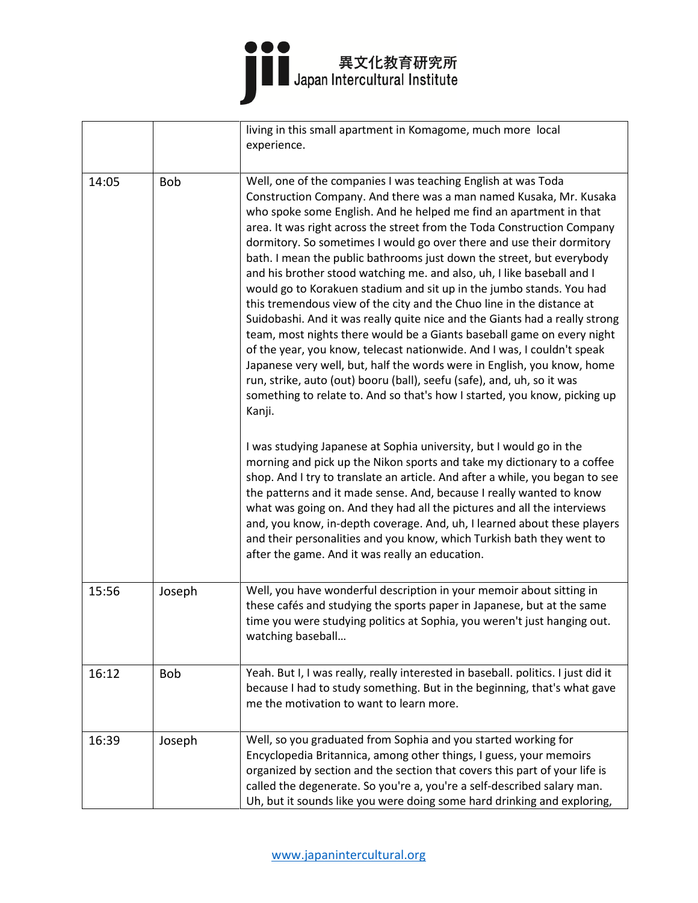| | | |
|---|---|---|
| | | living in this small apartment in Komagome, much more local experience. |
| 14:05 | Bob | Well, one of the companies I was teaching English at was Toda Construction Company. And there was a man named Kusaka, Mr. Kusaka who spoke some English. And he helped me find an apartment in that area. It was right across the street from the Toda Construction Company dormitory. So sometimes I would go over there and use their dormitory bath. I mean the public bathrooms just down the street, but everybody and his brother stood watching me. and also, uh, I like baseball and I would go to Korakuen stadium and sit up in the jumbo stands. You had this tremendous view of the city and the Chuo line in the distance at Suidobashi. And it was really quite nice and the Giants had a really strong team, most nights there would be a Giants baseball game on every night of the year, you know, telecast nationwide. And I was, I couldn't speak Japanese very well, but, half the words were in English, you know, home run, strike, auto (out) booru (ball), seefu (safe), and, uh, so it was something to relate to. And so that's how I started, you know, picking up Kanji.<br><br>I was studying Japanese at Sophia university, but I would go in the morning and pick up the Nikon sports and take my dictionary to a coffee shop. And I try to translate an article. And after a while, you began to see the patterns and it made sense. And, because I really wanted to know what was going on. And they had all the pictures and all the interviews and, you know, in-depth coverage. And, uh, I learned about these players and their personalities and you know, which Turkish bath they went to after the game. And it was really an education. |
| 15:56 | Joseph | Well, you have wonderful description in your memoir about sitting in these cafés and studying the sports paper in Japanese, but at the same time you were studying politics at Sophia, you weren't just hanging out. watching baseball… |
| 16:12 | Bob | Yeah. But I, I was really, really interested in baseball. politics. I just did it because I had to study something. But in the beginning, that's what gave me the motivation to want to learn more. |
| 16:39 | Joseph | Well, so you graduated from Sophia and you started working for Encyclopedia Britannica, among other things, I guess, your memoirs organized by section and the section that covers this part of your life is called the degenerate. So you're a, you're a self-described salary man. Uh, but it sounds like you were doing some hard drinking and exploring, |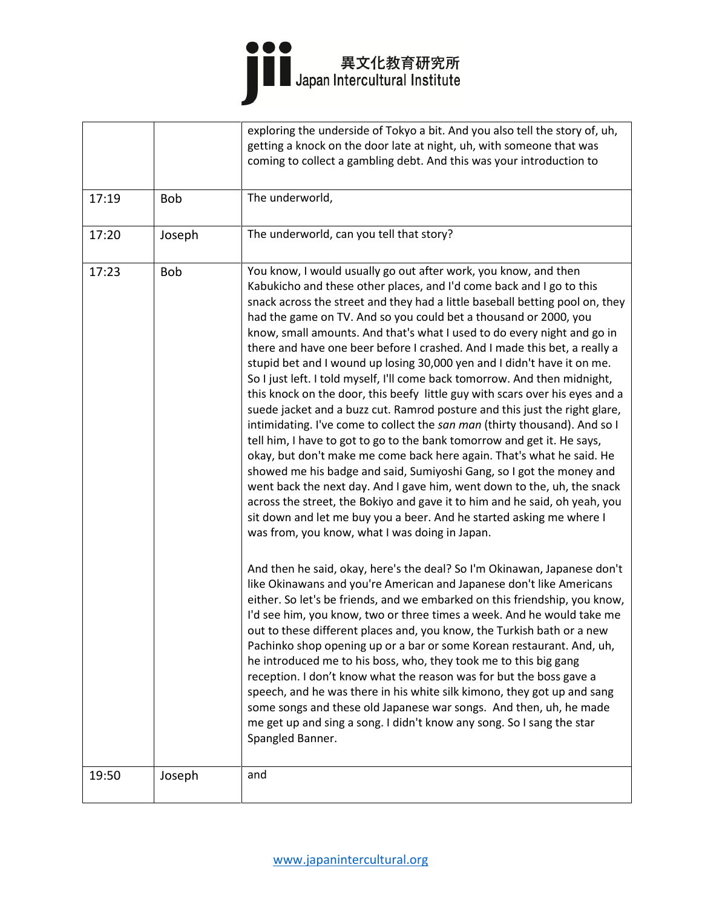| | | |
|---|---|---|
| | | exploring the underside of Tokyo a bit. And you also tell the story of, uh, getting a knock on the door late at night, uh, with someone that was coming to collect a gambling debt. And this was your introduction to |
| 17:19 | Bob | The underworld, |
| 17:20 | Joseph | The underworld, can you tell that story? |
| 17:23 | Bob | You know, I would usually go out after work, you know, and then Kabukicho and these other places, and I'd come back and I go to this snack across the street and they had a little baseball betting pool on, they had the game on TV. And so you could bet a thousand or 2000, you know, small amounts. And that's what I used to do every night and go in there and have one beer before I crashed. And I made this bet, a really a stupid bet and I wound up losing 30,000 yen and I didn't have it on me. So I just left. I told myself, I'll come back tomorrow. And then midnight, this knock on the door, this beefy little guy with scars over his eyes and a suede jacket and a buzz cut. Ramrod posture and this just the right glare, intimidating. I've come to collect the *san man* (thirty thousand). And so I tell him, I have to got to go to the bank tomorrow and get it. He says, okay, but don't make me come back here again. That's what he said. He showed me his badge and said, Sumiyoshi Gang, so I got the money and went back the next day. And I gave him, went down to the, uh, the snack across the street, the Bokiyo and gave it to him and he said, oh yeah, you sit down and let me buy you a beer. And he started asking me where I was from, you know, what I was doing in Japan.<br><br>And then he said, okay, here's the deal? So I'm Okinawan, Japanese don't like Okinawans and you're American and Japanese don't like Americans either. So let's be friends, and we embarked on this friendship, you know, I'd see him, you know, two or three times a week. And he would take me out to these different places and, you know, the Turkish bath or a new Pachinko shop opening up or a bar or some Korean restaurant. And, uh, he introduced me to his boss, who, they took me to this big gang reception. I don't know what the reason was for but the boss gave a speech, and he was there in his white silk kimono, they got up and sang some songs and these old Japanese war songs. And then, uh, he made me get up and sing a song. I didn't know any song. So I sang the star Spangled Banner. |
| 19:50 | Joseph | and |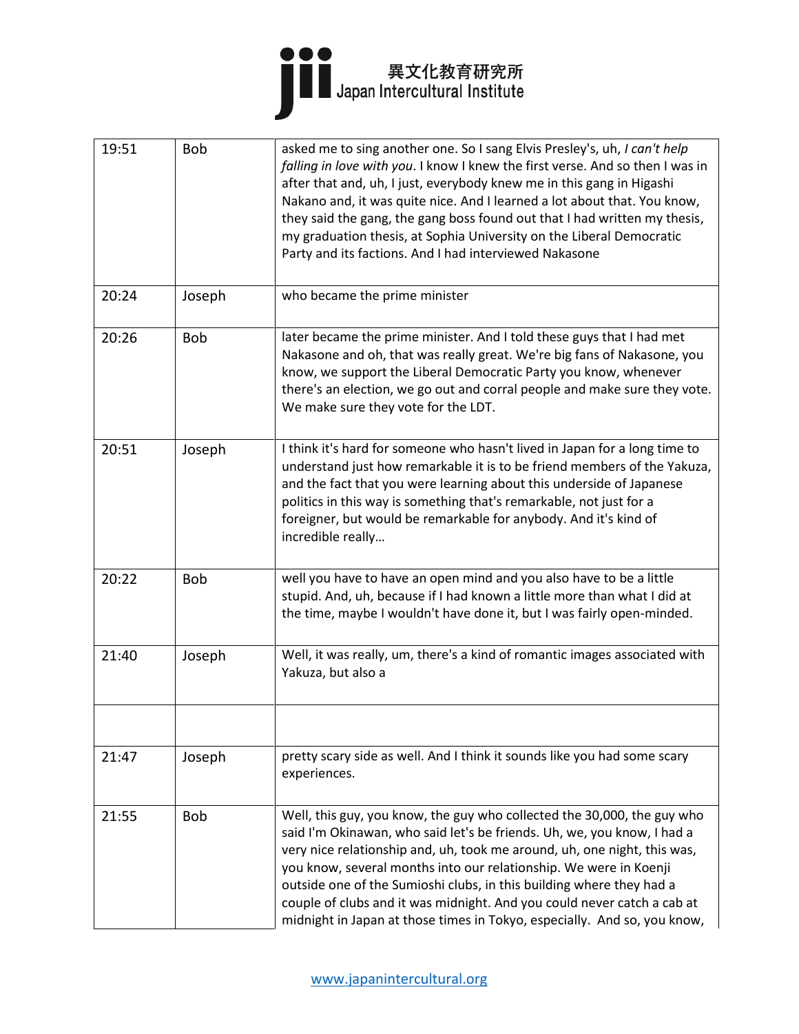| 19:51 | Bob | asked me to sing another one. So I sang Elvis Presley's, uh, *I can't help falling in love with you*. I know I knew the first verse. And so then I was in after that and, uh, I just, everybody knew me in this gang in Higashi Nakano and, it was quite nice. And I learned a lot about that. You know, they said the gang, the gang boss found out that I had written my thesis, my graduation thesis, at Sophia University on the Liberal Democratic Party and its factions. And I had interviewed Nakasone |
|---|---|---|
| 20:24 | Joseph | who became the prime minister |
| 20:26 | Bob | later became the prime minister. And I told these guys that I had met Nakasone and oh, that was really great. We're big fans of Nakasone, you know, we support the Liberal Democratic Party you know, whenever there's an election, we go out and corral people and make sure they vote. We make sure they vote for the LDT. |
| 20:51 | Joseph | I think it's hard for someone who hasn't lived in Japan for a long time to understand just how remarkable it is to be friend members of the Yakuza, and the fact that you were learning about this underside of Japanese politics in this way is something that's remarkable, not just for a foreigner, but would be remarkable for anybody. And it's kind of incredible really… |
| 20:22 | Bob | well you have to have an open mind and you also have to be a little stupid. And, uh, because if I had known a little more than what I did at the time, maybe I wouldn't have done it, but I was fairly open-minded. |
| 21:40 | Joseph | Well, it was really, um, there's a kind of romantic images associated with Yakuza, but also a |
| | | |
| 21:47 | Joseph | pretty scary side as well. And I think it sounds like you had some scary experiences. |
| 21:55 | Bob | Well, this guy, you know, the guy who collected the 30,000, the guy who said I'm Okinawan, who said let's be friends. Uh, we, you know, I had a very nice relationship and, uh, took me around, uh, one night, this was, you know, several months into our relationship. We were in Koenji outside one of the Sumioshi clubs, in this building where they had a couple of clubs and it was midnight. And you could never catch a cab at midnight in Japan at those times in Tokyo, especially. And so, you know, |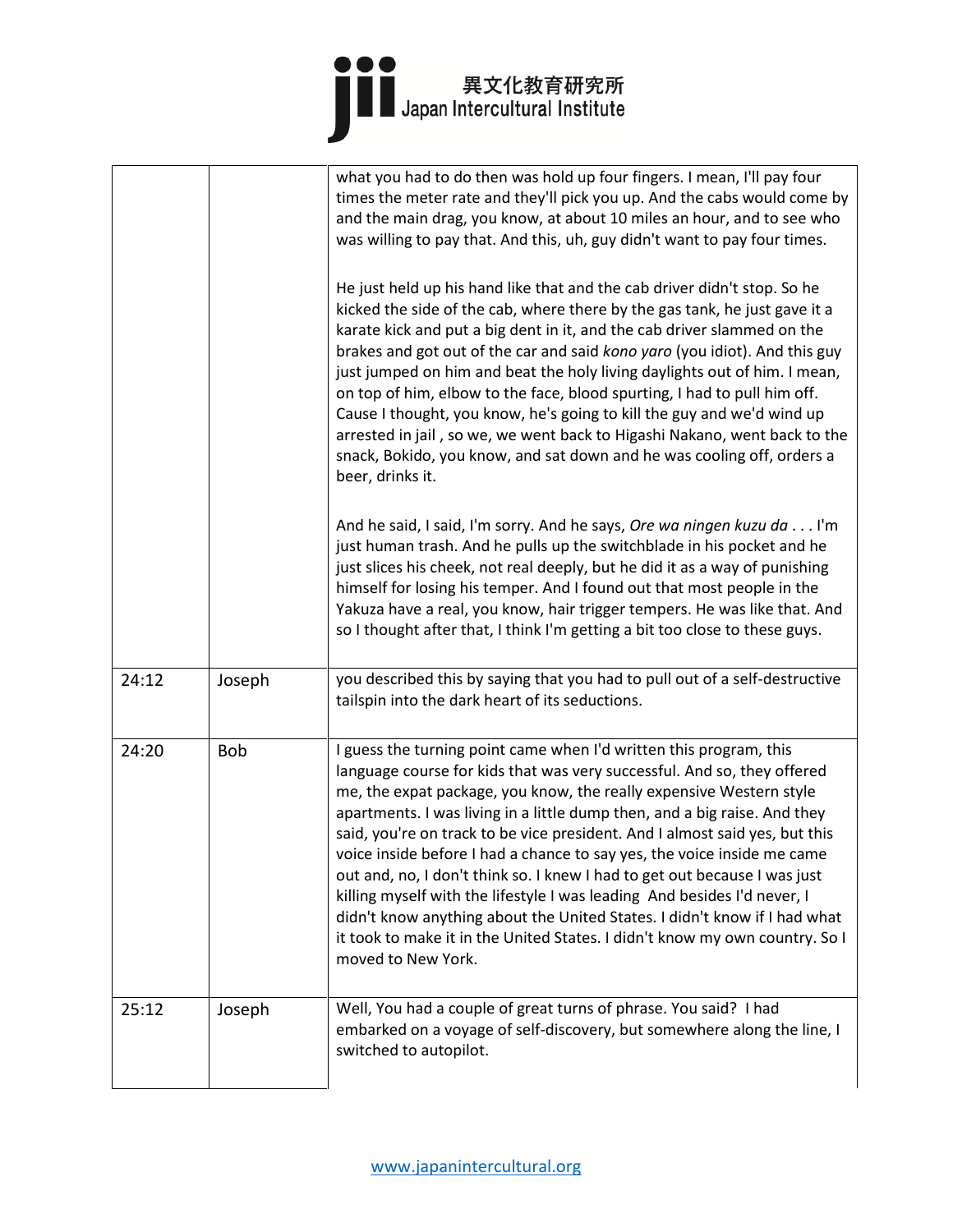| | | |
|---|---|---|
| | | what you had to do then was hold up four fingers. I mean, I'll pay four times the meter rate and they'll pick you up. And the cabs would come by and the main drag, you know, at about 10 miles an hour, and to see who was willing to pay that. And this, uh, guy didn't want to pay four times.<br><br>He just held up his hand like that and the cab driver didn't stop. So he kicked the side of the cab, where there by the gas tank, he just gave it a karate kick and put a big dent in it, and the cab driver slammed on the brakes and got out of the car and said *kono yaro* (you idiot). And this guy just jumped on him and beat the holy living daylights out of him. I mean, on top of him, elbow to the face, blood spurting, I had to pull him off. Cause I thought, you know, he's going to kill the guy and we'd wind up arrested in jail , so we, we went back to Higashi Nakano, went back to the snack, Bokido, you know, and sat down and he was cooling off, orders a beer, drinks it.<br><br>And he said, I said, I'm sorry. And he says, *Ore wa ningen kuzu da* . . . I'm just human trash. And he pulls up the switchblade in his pocket and he just slices his cheek, not real deeply, but he did it as a way of punishing himself for losing his temper. And I found out that most people in the Yakuza have a real, you know, hair trigger tempers. He was like that. And so I thought after that, I think I'm getting a bit too close to these guys. |
| 24:12 | Joseph | you described this by saying that you had to pull out of a self-destructive tailspin into the dark heart of its seductions. |
| 24:20 | Bob | I guess the turning point came when I'd written this program, this language course for kids that was very successful. And so, they offered me, the expat package, you know, the really expensive Western style apartments. I was living in a little dump then, and a big raise. And they said, you're on track to be vice president. And I almost said yes, but this voice inside before I had a chance to say yes, the voice inside me came out and, no, I don't think so. I knew I had to get out because I was just killing myself with the lifestyle I was leading And besides I'd never, I didn't know anything about the United States. I didn't know if I had what it took to make it in the United States. I didn't know my own country. So I moved to New York. |
| 25:12 | Joseph | Well, You had a couple of great turns of phrase. You said? I had embarked on a voyage of self-discovery, but somewhere along the line, I switched to autopilot. |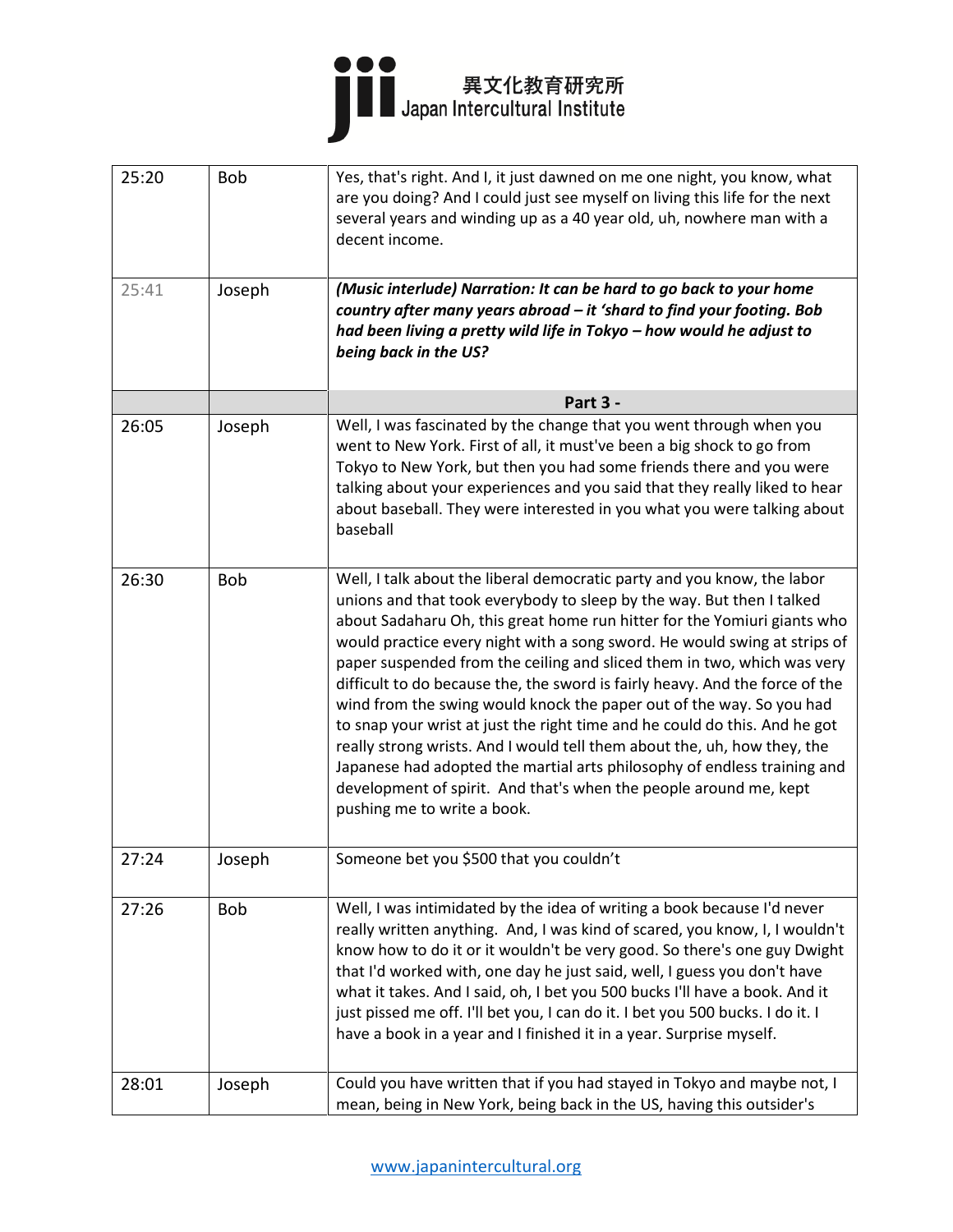| | | |
|---|---|---|
| 25:20 | Bob | Yes, that's right. And I, it just dawned on me one night, you know, what are you doing? And I could just see myself on living this life for the next several years and winding up as a 40 year old, uh, nowhere man with a decent income. |
| 25:41 | Joseph | ***(Music interlude) Narration: It can be hard to go back to your home country after many years abroad – it 'shard to find your footing. Bob had been living a pretty wild life in Tokyo – how would he adjust to being back in the US?*** |
| | | **Part 3 -** |
| 26:05 | Joseph | Well, I was fascinated by the change that you went through when you went to New York. First of all, it must've been a big shock to go from Tokyo to New York, but then you had some friends there and you were talking about your experiences and you said that they really liked to hear about baseball. They were interested in you what you were talking about baseball |
| 26:30 | Bob | Well, I talk about the liberal democratic party and you know, the labor unions and that took everybody to sleep by the way. But then I talked about Sadaharu Oh, this great home run hitter for the Yomiuri giants who would practice every night with a song sword. He would swing at strips of paper suspended from the ceiling and sliced them in two, which was very difficult to do because the, the sword is fairly heavy. And the force of the wind from the swing would knock the paper out of the way. So you had to snap your wrist at just the right time and he could do this. And he got really strong wrists. And I would tell them about the, uh, how they, the Japanese had adopted the martial arts philosophy of endless training and development of spirit. And that's when the people around me, kept pushing me to write a book. |
| 27:24 | Joseph | Someone bet you $500 that you couldn't |
| 27:26 | Bob | Well, I was intimidated by the idea of writing a book because I'd never really written anything. And, I was kind of scared, you know, I, I wouldn't know how to do it or it wouldn't be very good. So there's one guy Dwight that I'd worked with, one day he just said, well, I guess you don't have what it takes. And I said, oh, I bet you 500 bucks I'll have a book. And it just pissed me off. I'll bet you, I can do it. I bet you 500 bucks. I do it. I have a book in a year and I finished it in a year. Surprise myself. |
| 28:01 | Joseph | Could you have written that if you had stayed in Tokyo and maybe not, I mean, being in New York, being back in the US, having this outsider's |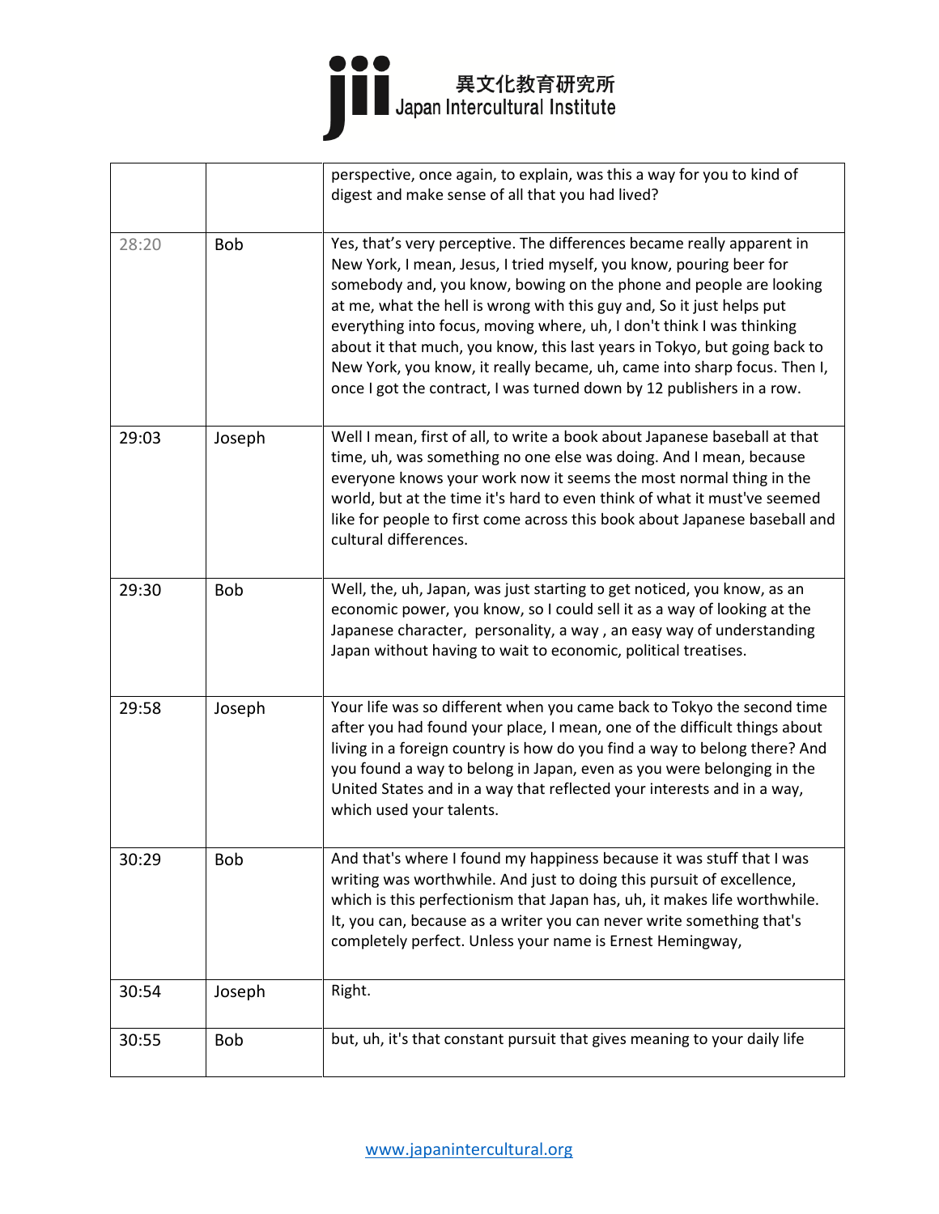| | | |
|---|---|---|
| | | perspective, once again, to explain, was this a way for you to kind of digest and make sense of all that you had lived? |
| 28:20 | Bob | Yes, that's very perceptive. The differences became really apparent in New York, I mean, Jesus, I tried myself, you know, pouring beer for somebody and, you know, bowing on the phone and people are looking at me, what the hell is wrong with this guy and, So it just helps put everything into focus, moving where, uh, I don't think I was thinking about it that much, you know, this last years in Tokyo, but going back to New York, you know, it really became, uh, came into sharp focus. Then I, once I got the contract, I was turned down by 12 publishers in a row. |
| 29:03 | Joseph | Well I mean, first of all, to write a book about Japanese baseball at that time, uh, was something no one else was doing. And I mean, because everyone knows your work now it seems the most normal thing in the world, but at the time it's hard to even think of what it must've seemed like for people to first come across this book about Japanese baseball and cultural differences. |
| 29:30 | Bob | Well, the, uh, Japan, was just starting to get noticed, you know, as an economic power, you know, so I could sell it as a way of looking at the Japanese character, personality, a way , an easy way of understanding Japan without having to wait to economic, political treatises. |
| 29:58 | Joseph | Your life was so different when you came back to Tokyo the second time after you had found your place, I mean, one of the difficult things about living in a foreign country is how do you find a way to belong there? And you found a way to belong in Japan, even as you were belonging in the United States and in a way that reflected your interests and in a way, which used your talents. |
| 30:29 | Bob | And that's where I found my happiness because it was stuff that I was writing was worthwhile. And just to doing this pursuit of excellence, which is this perfectionism that Japan has, uh, it makes life worthwhile. It, you can, because as a writer you can never write something that's completely perfect. Unless your name is Ernest Hemingway, |
| 30:54 | Joseph | Right. |
| 30:55 | Bob | but, uh, it's that constant pursuit that gives meaning to your daily life |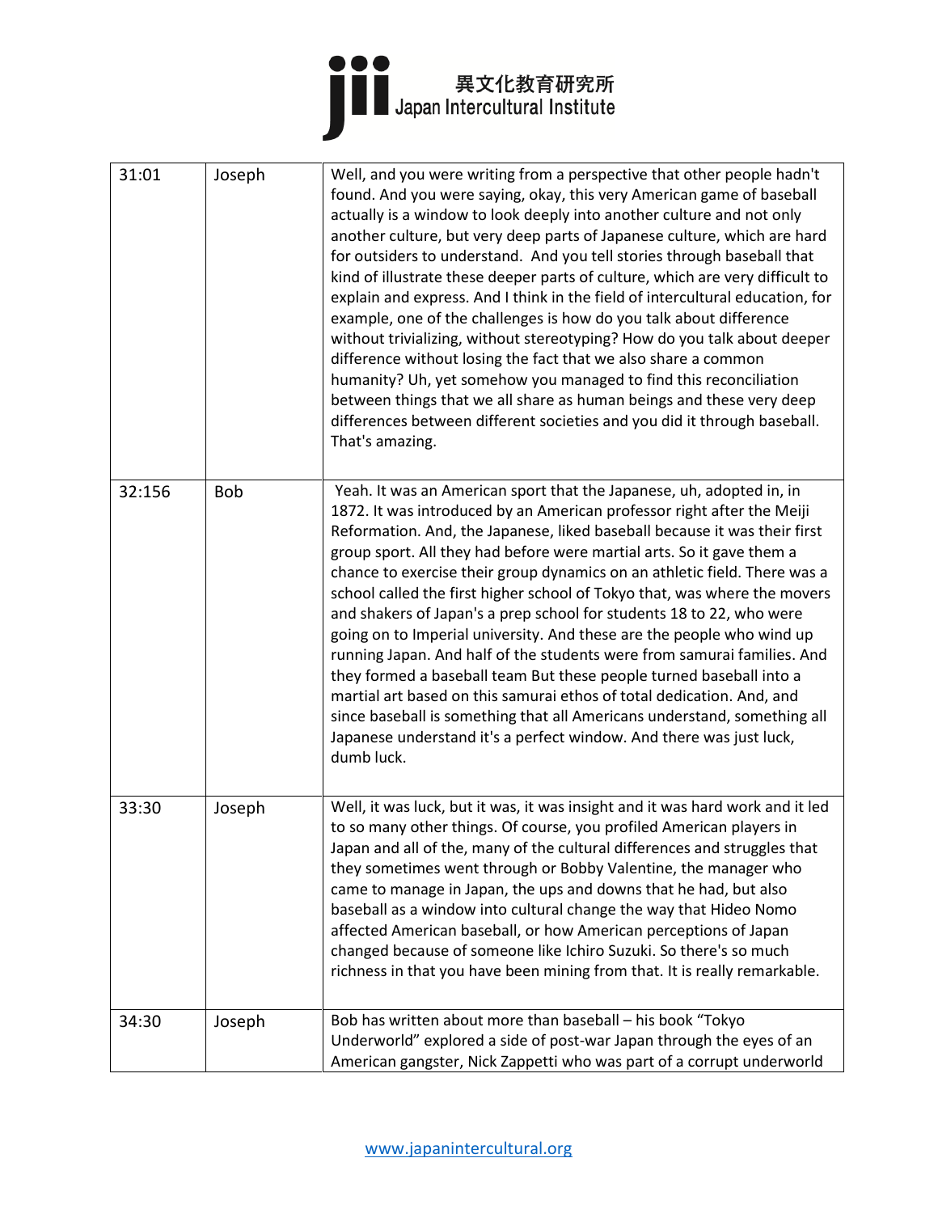| 31:01 | Joseph | Well, and you were writing from a perspective that other people hadn't found. And you were saying, okay, this very American game of baseball actually is a window to look deeply into another culture and not only another culture, but very deep parts of Japanese culture, which are hard for outsiders to understand.  And you tell stories through baseball that kind of illustrate these deeper parts of culture, which are very difficult to explain and express. And I think in the field of intercultural education, for example, one of the challenges is how do you talk about difference without trivializing, without stereotyping? How do you talk about deeper difference without losing the fact that we also share a common humanity? Uh, yet somehow you managed to find this reconciliation between things that we all share as human beings and these very deep differences between different societies and you did it through baseball. That's amazing. |
|---|---|---|
| 32:156 | Bob | Yeah. It was an American sport that the Japanese, uh, adopted in, in 1872. It was introduced by an American professor right after the Meiji Reformation. And, the Japanese, liked baseball because it was their first group sport. All they had before were martial arts. So it gave them a chance to exercise their group dynamics on an athletic field. There was a school called the first higher school of Tokyo that, was where the movers and shakers of Japan's a prep school for students 18 to 22, who were going on to Imperial university. And these are the people who wind up running Japan. And half of the students were from samurai families. And they formed a baseball team But these people turned baseball into a martial art based on this samurai ethos of total dedication. And, and since baseball is something that all Americans understand, something all Japanese understand it's a perfect window. And there was just luck, dumb luck. |
| 33:30 | Joseph | Well, it was luck, but it was, it was insight and it was hard work and it led to so many other things. Of course, you profiled American players in Japan and all of the, many of the cultural differences and struggles that they sometimes went through or Bobby Valentine, the manager who came to manage in Japan, the ups and downs that he had, but also baseball as a window into cultural change the way that Hideo Nomo affected American baseball, or how American perceptions of Japan changed because of someone like Ichiro Suzuki. So there's so much richness in that you have been mining from that. It is really remarkable. |
| 34:30 | Joseph | Bob has written about more than baseball – his book "Tokyo Underworld" explored a side of post-war Japan through the eyes of an American gangster, Nick Zappetti who was part of a corrupt underworld |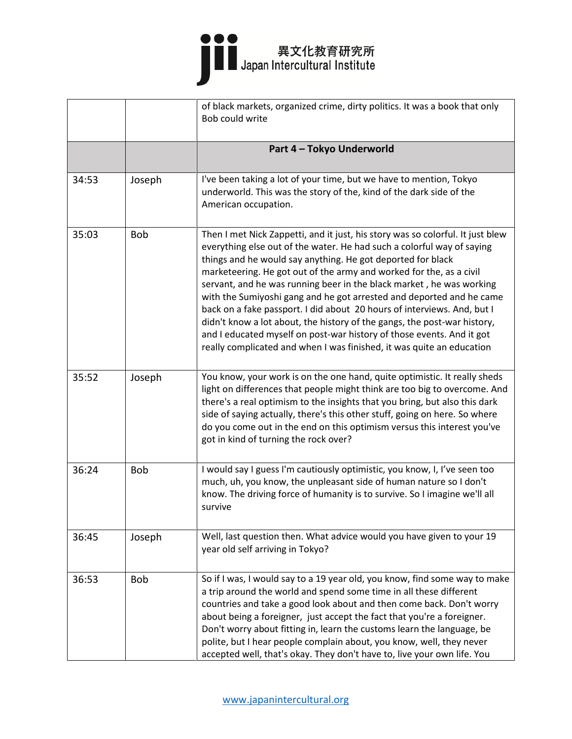| | | |
|---|---|---|
| | | of black markets, organized crime, dirty politics. It was a book that only Bob could write |
| | | **Part 4 – Tokyo Underworld** |
| 34:53 | Joseph | I've been taking a lot of your time, but we have to mention, Tokyo underworld. This was the story of the, kind of the dark side of the American occupation. |
| 35:03 | Bob | Then I met Nick Zappetti, and it just, his story was so colorful. It just blew everything else out of the water. He had such a colorful way of saying things and he would say anything. He got deported for black marketeering. He got out of the army and worked for the, as a civil servant, and he was running beer in the black market , he was working with the Sumiyoshi gang and he got arrested and deported and he came back on a fake passport. I did about 20 hours of interviews. And, but I didn't know a lot about, the history of the gangs, the post-war history, and I educated myself on post-war history of those events. And it got really complicated and when I was finished, it was quite an education |
| 35:52 | Joseph | You know, your work is on the one hand, quite optimistic. It really sheds light on differences that people might think are too big to overcome. And there's a real optimism to the insights that you bring, but also this dark side of saying actually, there's this other stuff, going on here. So where do you come out in the end on this optimism versus this interest you've got in kind of turning the rock over? |
| 36:24 | Bob | I would say I guess I'm cautiously optimistic, you know, I, I've seen too much, uh, you know, the unpleasant side of human nature so I don't know. The driving force of humanity is to survive. So I imagine we'll all survive |
| 36:45 | Joseph | Well, last question then. What advice would you have given to your 19 year old self arriving in Tokyo? |
| 36:53 | Bob | So if I was, I would say to a 19 year old, you know, find some way to make a trip around the world and spend some time in all these different countries and take a good look about and then come back. Don't worry about being a foreigner, just accept the fact that you're a foreigner. Don't worry about fitting in, learn the customs learn the language, be polite, but I hear people complain about, you know, well, they never accepted well, that's okay. They don't have to, live your own life. You |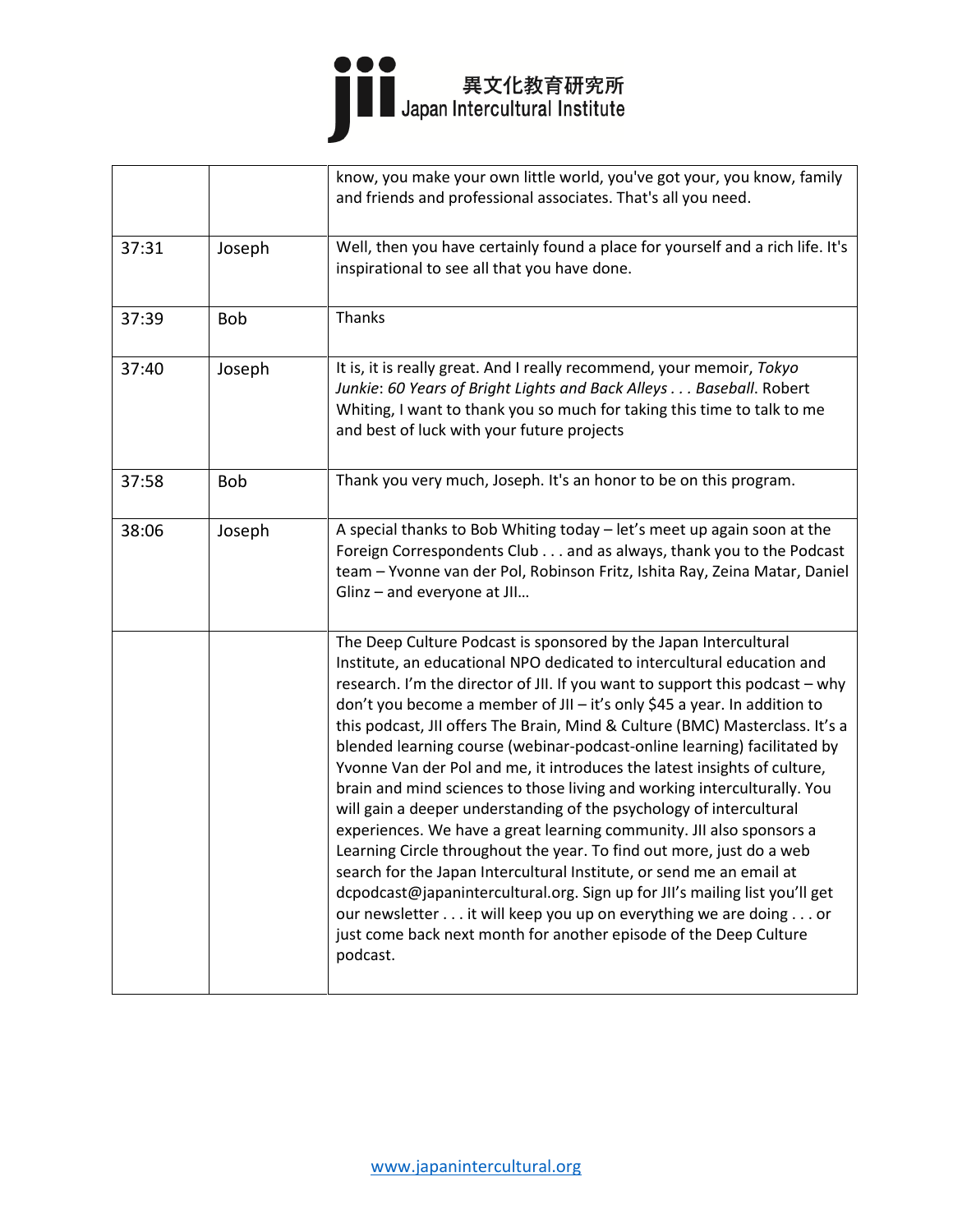| | | |
|---|---|---|
| | | know, you make your own little world, you've got your, you know, family and friends and professional associates. That's all you need. |
| 37:31 | Joseph | Well, then you have certainly found a place for yourself and a rich life. It's inspirational to see all that you have done. |
| 37:39 | Bob | Thanks |
| 37:40 | Joseph | It is, it is really great. And I really recommend, your memoir, *Tokyo Junkie*: *60 Years of Bright Lights and Back Alleys . . . Baseball*. Robert Whiting, I want to thank you so much for taking this time to talk to me and best of luck with your future projects |
| 37:58 | Bob | Thank you very much, Joseph. It's an honor to be on this program. |
| 38:06 | Joseph | A special thanks to Bob Whiting today – let's meet up again soon at the Foreign Correspondents Club . . . and as always, thank you to the Podcast team – Yvonne van der Pol, Robinson Fritz, Ishita Ray, Zeina Matar, Daniel Glinz – and everyone at JII… |
| | | The Deep Culture Podcast is sponsored by the Japan Intercultural Institute, an educational NPO dedicated to intercultural education and research. I'm the director of JII. If you want to support this podcast – why don't you become a member of JII – it's only $45 a year. In addition to this podcast, JII offers The Brain, Mind & Culture (BMC) Masterclass. It's a blended learning course (webinar-podcast-online learning) facilitated by Yvonne Van der Pol and me, it introduces the latest insights of culture, brain and mind sciences to those living and working interculturally. You will gain a deeper understanding of the psychology of intercultural experiences. We have a great learning community. JII also sponsors a Learning Circle throughout the year. To find out more, just do a web search for the Japan Intercultural Institute, or send me an email at dcpodcast@japanintercultural.org. Sign up for JII's mailing list you'll get our newsletter . . . it will keep you up on everything we are doing . . . or just come back next month for another episode of the Deep Culture podcast. |